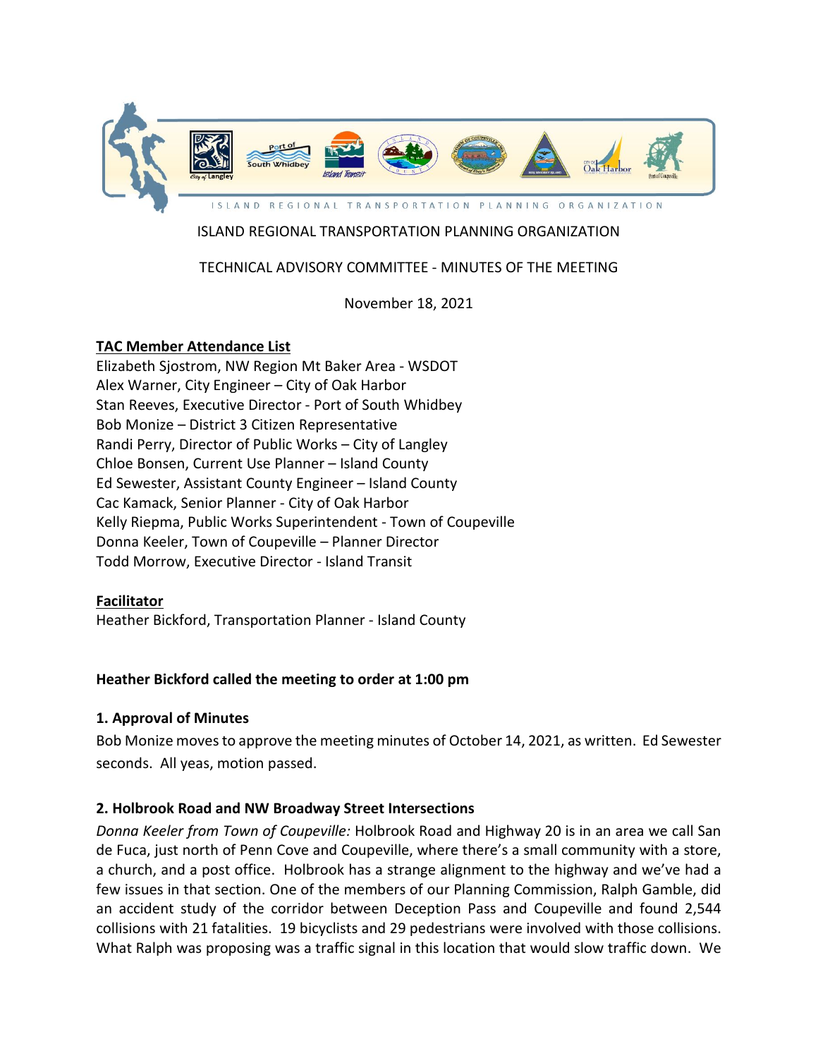ISLAND REGIONAL TRANSPORTATION PLANNING ORGANIZATION

# ISLAND REGIONAL TRANSPORTATION PLANNING ORGANIZATION

## TECHNICAL ADVISORY COMMITTEE - MINUTES OF THE MEETING

November 18, 2021

**TAC Member Attendance List**

Elizabeth Sjostrom, NW Region Mt Baker Area - WSDOT
Alex Warner, City Engineer – City of Oak Harbor
Stan Reeves, Executive Director - Port of South Whidbey
Bob Monize – District 3 Citizen Representative
Randi Perry, Director of Public Works – City of Langley
Chloe Bonsen, Current Use Planner – Island County
Ed Sewester, Assistant County Engineer – Island County
Cac Kamack, Senior Planner - City of Oak Harbor
Kelly Riepma, Public Works Superintendent - Town of Coupeville
Donna Keeler, Town of Coupeville – Planner Director
Todd Morrow, Executive Director - Island Transit

**Facilitator**

Heather Bickford, Transportation Planner - Island County

**Heather Bickford called the meeting to order at 1:00 pm**

### 1. Approval of Minutes

Bob Monize moves to approve the meeting minutes of October 14, 2021, as written. Ed Sewester seconds. All yeas, motion passed.

### 2. Holbrook Road and NW Broadway Street Intersections

*Donna Keeler from Town of Coupeville:* Holbrook Road and Highway 20 is in an area we call San de Fuca, just north of Penn Cove and Coupeville, where there's a small community with a store, a church, and a post office. Holbrook has a strange alignment to the highway and we've had a few issues in that section. One of the members of our Planning Commission, Ralph Gamble, did an accident study of the corridor between Deception Pass and Coupeville and found 2,544 collisions with 21 fatalities. 19 bicyclists and 29 pedestrians were involved with those collisions. What Ralph was proposing was a traffic signal in this location that would slow traffic down. We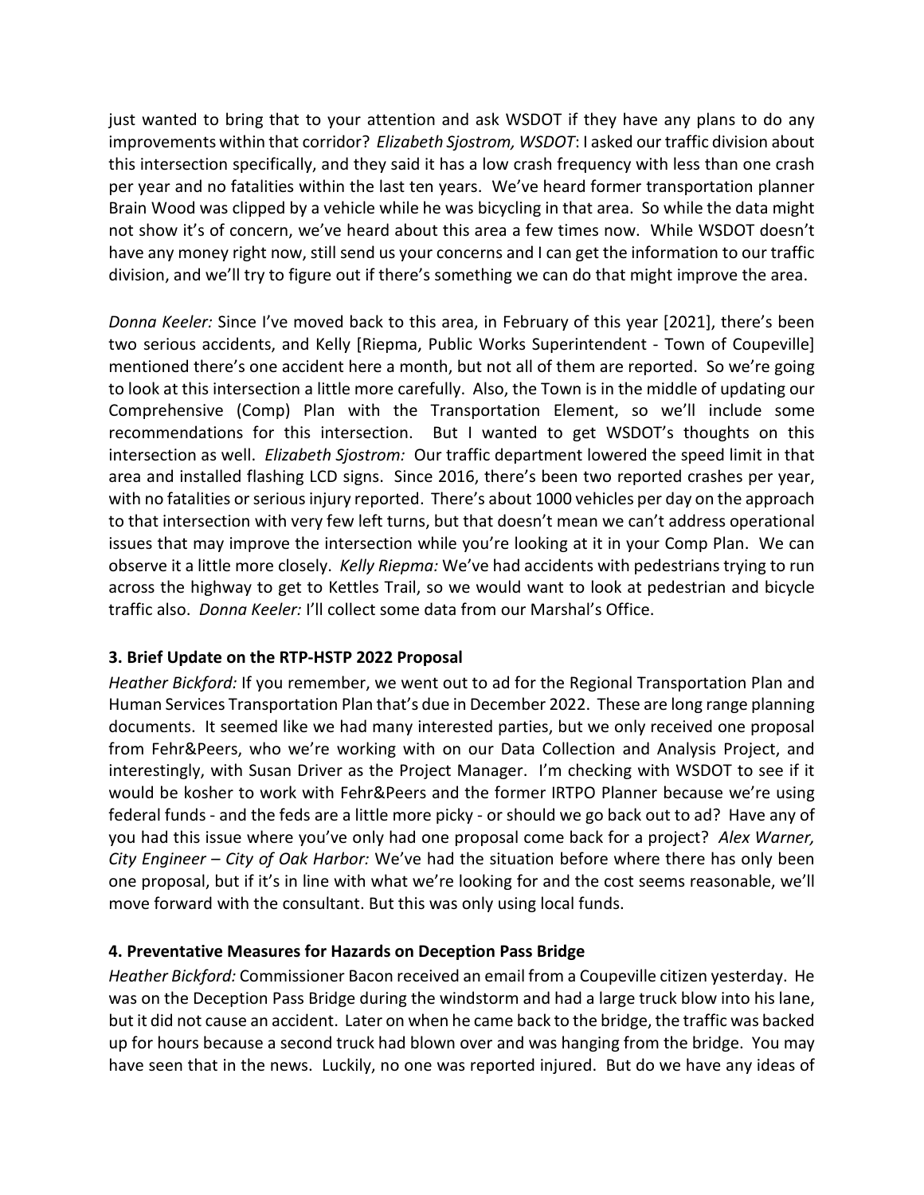just wanted to bring that to your attention and ask WSDOT if they have any plans to do any improvements within that corridor? *Elizabeth Sjostrom, WSDOT*: I asked our traffic division about this intersection specifically, and they said it has a low crash frequency with less than one crash per year and no fatalities within the last ten years. We've heard former transportation planner Brain Wood was clipped by a vehicle while he was bicycling in that area. So while the data might not show it's of concern, we've heard about this area a few times now. While WSDOT doesn't have any money right now, still send us your concerns and I can get the information to our traffic division, and we'll try to figure out if there's something we can do that might improve the area.

*Donna Keeler:* Since I've moved back to this area, in February of this year [2021], there's been two serious accidents, and Kelly [Riepma, Public Works Superintendent - Town of Coupeville] mentioned there's one accident here a month, but not all of them are reported. So we're going to look at this intersection a little more carefully. Also, the Town is in the middle of updating our Comprehensive (Comp) Plan with the Transportation Element, so we'll include some recommendations for this intersection. But I wanted to get WSDOT's thoughts on this intersection as well. *Elizabeth Sjostrom:* Our traffic department lowered the speed limit in that area and installed flashing LCD signs. Since 2016, there's been two reported crashes per year, with no fatalities or serious injury reported. There's about 1000 vehicles per day on the approach to that intersection with very few left turns, but that doesn't mean we can't address operational issues that may improve the intersection while you're looking at it in your Comp Plan. We can observe it a little more closely. *Kelly Riepma:* We've had accidents with pedestrians trying to run across the highway to get to Kettles Trail, so we would want to look at pedestrian and bicycle traffic also. *Donna Keeler:* I'll collect some data from our Marshal's Office.

### 3. Brief Update on the RTP-HSTP 2022 Proposal

*Heather Bickford:* If you remember, we went out to ad for the Regional Transportation Plan and Human Services Transportation Plan that's due in December 2022. These are long range planning documents. It seemed like we had many interested parties, but we only received one proposal from Fehr&Peers, who we're working with on our Data Collection and Analysis Project, and interestingly, with Susan Driver as the Project Manager. I'm checking with WSDOT to see if it would be kosher to work with Fehr&Peers and the former IRTPO Planner because we're using federal funds - and the feds are a little more picky - or should we go back out to ad? Have any of you had this issue where you've only had one proposal come back for a project? *Alex Warner, City Engineer – City of Oak Harbor:* We've had the situation before where there has only been one proposal, but if it's in line with what we're looking for and the cost seems reasonable, we'll move forward with the consultant. But this was only using local funds.

### 4. Preventative Measures for Hazards on Deception Pass Bridge

*Heather Bickford:* Commissioner Bacon received an email from a Coupeville citizen yesterday. He was on the Deception Pass Bridge during the windstorm and had a large truck blow into his lane, but it did not cause an accident. Later on when he came back to the bridge, the traffic was backed up for hours because a second truck had blown over and was hanging from the bridge. You may have seen that in the news. Luckily, no one was reported injured. But do we have any ideas of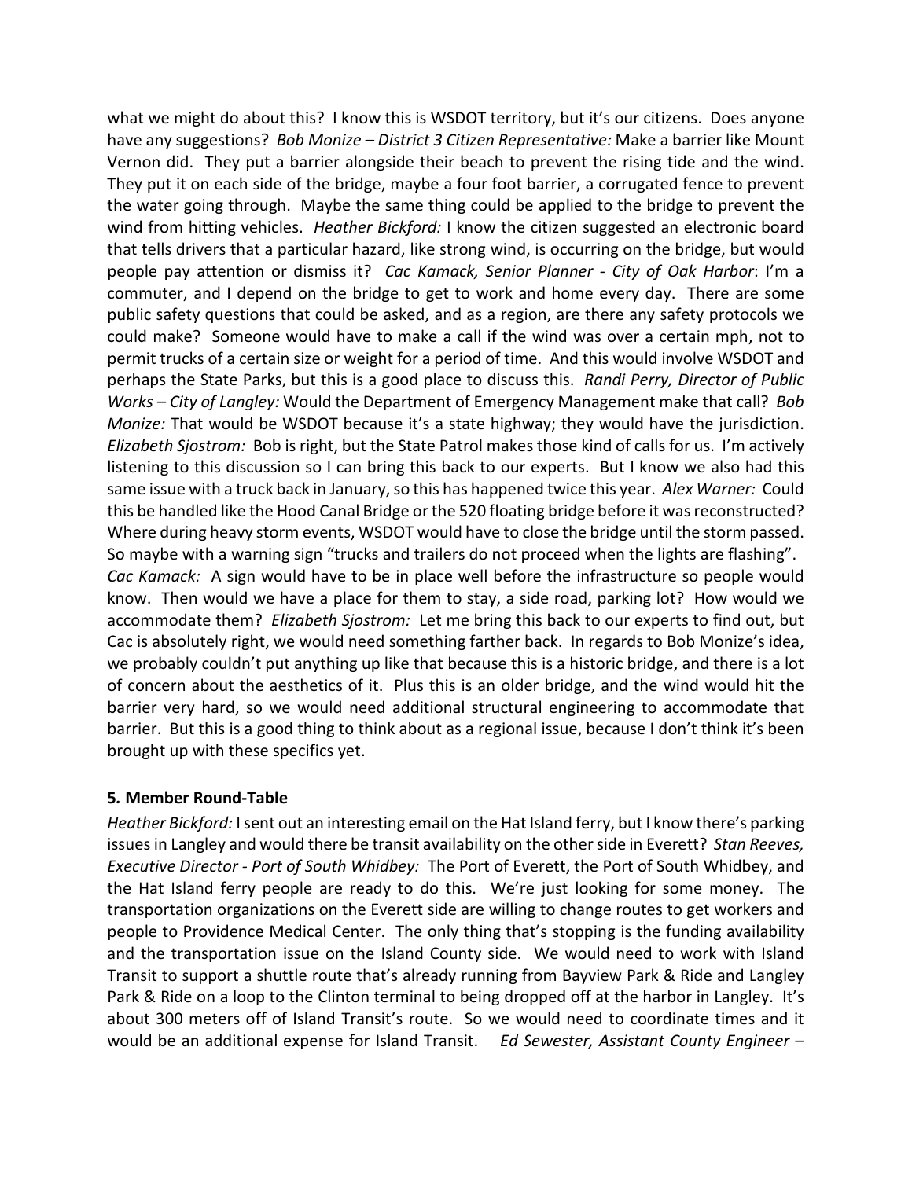what we might do about this? I know this is WSDOT territory, but it's our citizens. Does anyone have any suggestions? *Bob Monize – District 3 Citizen Representative:* Make a barrier like Mount Vernon did. They put a barrier alongside their beach to prevent the rising tide and the wind. They put it on each side of the bridge, maybe a four foot barrier, a corrugated fence to prevent the water going through. Maybe the same thing could be applied to the bridge to prevent the wind from hitting vehicles. *Heather Bickford:* I know the citizen suggested an electronic board that tells drivers that a particular hazard, like strong wind, is occurring on the bridge, but would people pay attention or dismiss it? *Cac Kamack, Senior Planner - City of Oak Harbor*: I'm a commuter, and I depend on the bridge to get to work and home every day. There are some public safety questions that could be asked, and as a region, are there any safety protocols we could make? Someone would have to make a call if the wind was over a certain mph, not to permit trucks of a certain size or weight for a period of time. And this would involve WSDOT and perhaps the State Parks, but this is a good place to discuss this. *Randi Perry, Director of Public Works – City of Langley:* Would the Department of Emergency Management make that call? *Bob Monize:* That would be WSDOT because it's a state highway; they would have the jurisdiction. *Elizabeth Sjostrom:* Bob is right, but the State Patrol makes those kind of calls for us. I'm actively listening to this discussion so I can bring this back to our experts. But I know we also had this same issue with a truck back in January, so this has happened twice this year. *Alex Warner:* Could this be handled like the Hood Canal Bridge or the 520 floating bridge before it was reconstructed? Where during heavy storm events, WSDOT would have to close the bridge until the storm passed. So maybe with a warning sign "trucks and trailers do not proceed when the lights are flashing". *Cac Kamack:* A sign would have to be in place well before the infrastructure so people would know. Then would we have a place for them to stay, a side road, parking lot? How would we accommodate them? *Elizabeth Sjostrom:* Let me bring this back to our experts to find out, but Cac is absolutely right, we would need something farther back. In regards to Bob Monize's idea, we probably couldn't put anything up like that because this is a historic bridge, and there is a lot of concern about the aesthetics of it. Plus this is an older bridge, and the wind would hit the barrier very hard, so we would need additional structural engineering to accommodate that barrier. But this is a good thing to think about as a regional issue, because I don't think it's been brought up with these specifics yet.

**5. Member Round-Table**

*Heather Bickford:* I sent out an interesting email on the Hat Island ferry, but I know there's parking issues in Langley and would there be transit availability on the other side in Everett? *Stan Reeves, Executive Director - Port of South Whidbey:* The Port of Everett, the Port of South Whidbey, and the Hat Island ferry people are ready to do this. We're just looking for some money. The transportation organizations on the Everett side are willing to change routes to get workers and people to Providence Medical Center. The only thing that's stopping is the funding availability and the transportation issue on the Island County side. We would need to work with Island Transit to support a shuttle route that's already running from Bayview Park & Ride and Langley Park & Ride on a loop to the Clinton terminal to being dropped off at the harbor in Langley. It's about 300 meters off of Island Transit's route. So we would need to coordinate times and it would be an additional expense for Island Transit. *Ed Sewester, Assistant County Engineer –*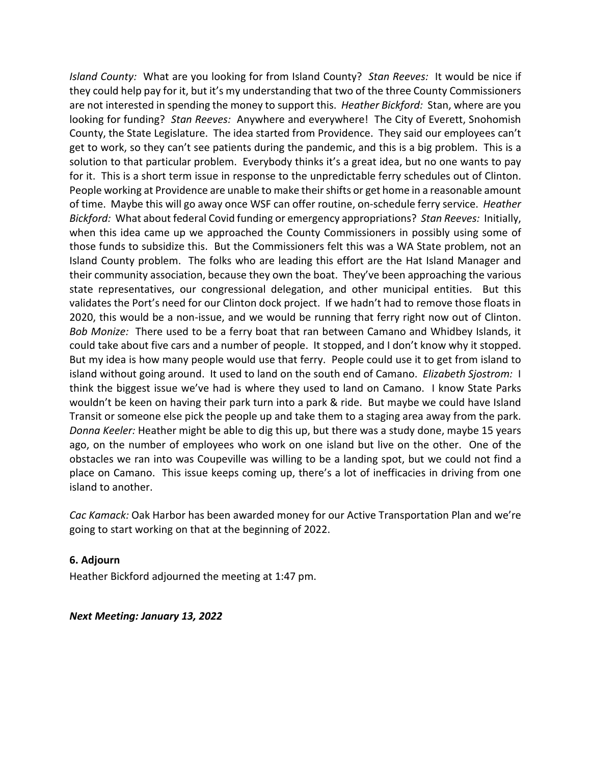*Island County:* What are you looking for from Island County? *Stan Reeves:* It would be nice if they could help pay for it, but it's my understanding that two of the three County Commissioners are not interested in spending the money to support this. *Heather Bickford:* Stan, where are you looking for funding? *Stan Reeves:* Anywhere and everywhere! The City of Everett, Snohomish County, the State Legislature. The idea started from Providence. They said our employees can't get to work, so they can't see patients during the pandemic, and this is a big problem. This is a solution to that particular problem. Everybody thinks it's a great idea, but no one wants to pay for it. This is a short term issue in response to the unpredictable ferry schedules out of Clinton. People working at Providence are unable to make their shifts or get home in a reasonable amount of time. Maybe this will go away once WSF can offer routine, on-schedule ferry service. *Heather Bickford:* What about federal Covid funding or emergency appropriations? *Stan Reeves:* Initially, when this idea came up we approached the County Commissioners in possibly using some of those funds to subsidize this. But the Commissioners felt this was a WA State problem, not an Island County problem. The folks who are leading this effort are the Hat Island Manager and their community association, because they own the boat. They've been approaching the various state representatives, our congressional delegation, and other municipal entities. But this validates the Port's need for our Clinton dock project. If we hadn't had to remove those floats in 2020, this would be a non-issue, and we would be running that ferry right now out of Clinton. *Bob Monize:* There used to be a ferry boat that ran between Camano and Whidbey Islands, it could take about five cars and a number of people. It stopped, and I don't know why it stopped. But my idea is how many people would use that ferry. People could use it to get from island to island without going around. It used to land on the south end of Camano. *Elizabeth Sjostrom:* I think the biggest issue we've had is where they used to land on Camano. I know State Parks wouldn't be keen on having their park turn into a park & ride. But maybe we could have Island Transit or someone else pick the people up and take them to a staging area away from the park. *Donna Keeler:* Heather might be able to dig this up, but there was a study done, maybe 15 years ago, on the number of employees who work on one island but live on the other. One of the obstacles we ran into was Coupeville was willing to be a landing spot, but we could not find a place on Camano. This issue keeps coming up, there's a lot of inefficacies in driving from one island to another.

*Cac Kamack:* Oak Harbor has been awarded money for our Active Transportation Plan and we're going to start working on that at the beginning of 2022.

**6. Adjourn**

Heather Bickford adjourned the meeting at 1:47 pm.

***Next Meeting: January 13, 2022***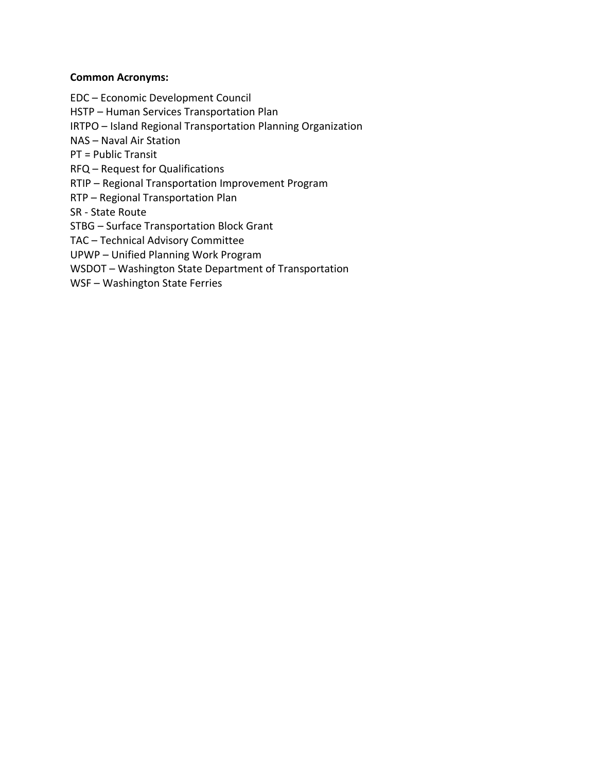**Common Acronyms:**

EDC – Economic Development Council
HSTP – Human Services Transportation Plan
IRTPO – Island Regional Transportation Planning Organization
NAS – Naval Air Station
PT = Public Transit
RFQ – Request for Qualifications
RTIP – Regional Transportation Improvement Program
RTP – Regional Transportation Plan
SR - State Route
STBG – Surface Transportation Block Grant
TAC – Technical Advisory Committee
UPWP – Unified Planning Work Program
WSDOT – Washington State Department of Transportation
WSF – Washington State Ferries